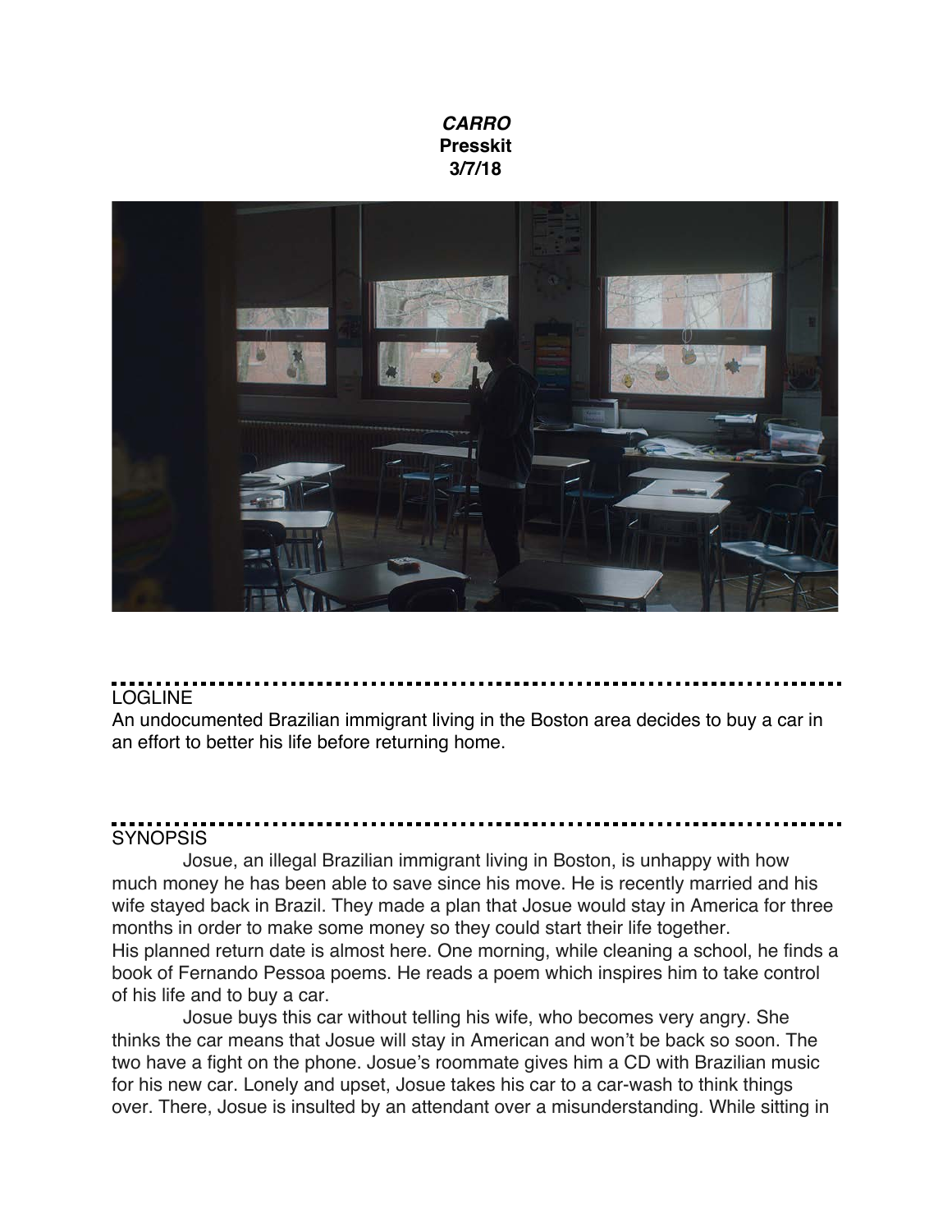***CARRO***
**Presskit**
**3/7/18**

## LOGLINE

An undocumented Brazilian immigrant living in the Boston area decides to buy a car in an effort to better his life before returning home.

## SYNOPSIS

Josue, an illegal Brazilian immigrant living in Boston, is unhappy with how much money he has been able to save since his move. He is recently married and his wife stayed back in Brazil. They made a plan that Josue would stay in America for three months in order to make some money so they could start their life together. His planned return date is almost here. One morning, while cleaning a school, he finds a book of Fernando Pessoa poems. He reads a poem which inspires him to take control of his life and to buy a car.

Josue buys this car without telling his wife, who becomes very angry. She thinks the car means that Josue will stay in American and won't be back so soon. The two have a fight on the phone. Josue's roommate gives him a CD with Brazilian music for his new car. Lonely and upset, Josue takes his car to a car-wash to think things over. There, Josue is insulted by an attendant over a misunderstanding. While sitting in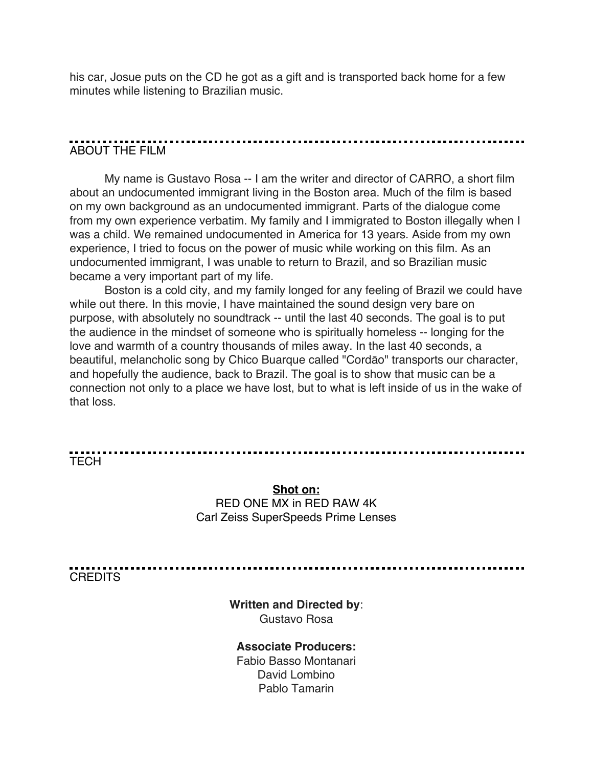his car, Josue puts on the CD he got as a gift and is transported back home for a few minutes while listening to Brazilian music.

## ABOUT THE FILM

My name is Gustavo Rosa -- I am the writer and director of CARRO, a short film about an undocumented immigrant living in the Boston area. Much of the film is based on my own background as an undocumented immigrant. Parts of the dialogue come from my own experience verbatim. My family and I immigrated to Boston illegally when I was a child. We remained undocumented in America for 13 years. Aside from my own experience, I tried to focus on the power of music while working on this film. As an undocumented immigrant, I was unable to return to Brazil, and so Brazilian music became a very important part of my life.

Boston is a cold city, and my family longed for any feeling of Brazil we could have while out there. In this movie, I have maintained the sound design very bare on purpose, with absolutely no soundtrack -- until the last 40 seconds. The goal is to put the audience in the mindset of someone who is spiritually homeless -- longing for the love and warmth of a country thousands of miles away. In the last 40 seconds, a beautiful, melancholic song by Chico Buarque called "Cordão" transports our character, and hopefully the audience, back to Brazil. The goal is to show that music can be a connection not only to a place we have lost, but to what is left inside of us in the wake of that loss.

## TECH

**Shot on:**
RED ONE MX in RED RAW 4K
Carl Zeiss SuperSpeeds Prime Lenses

## CREDITS

**Written and Directed by**:
Gustavo Rosa

**Associate Producers:**
Fabio Basso Montanari
David Lombino
Pablo Tamarin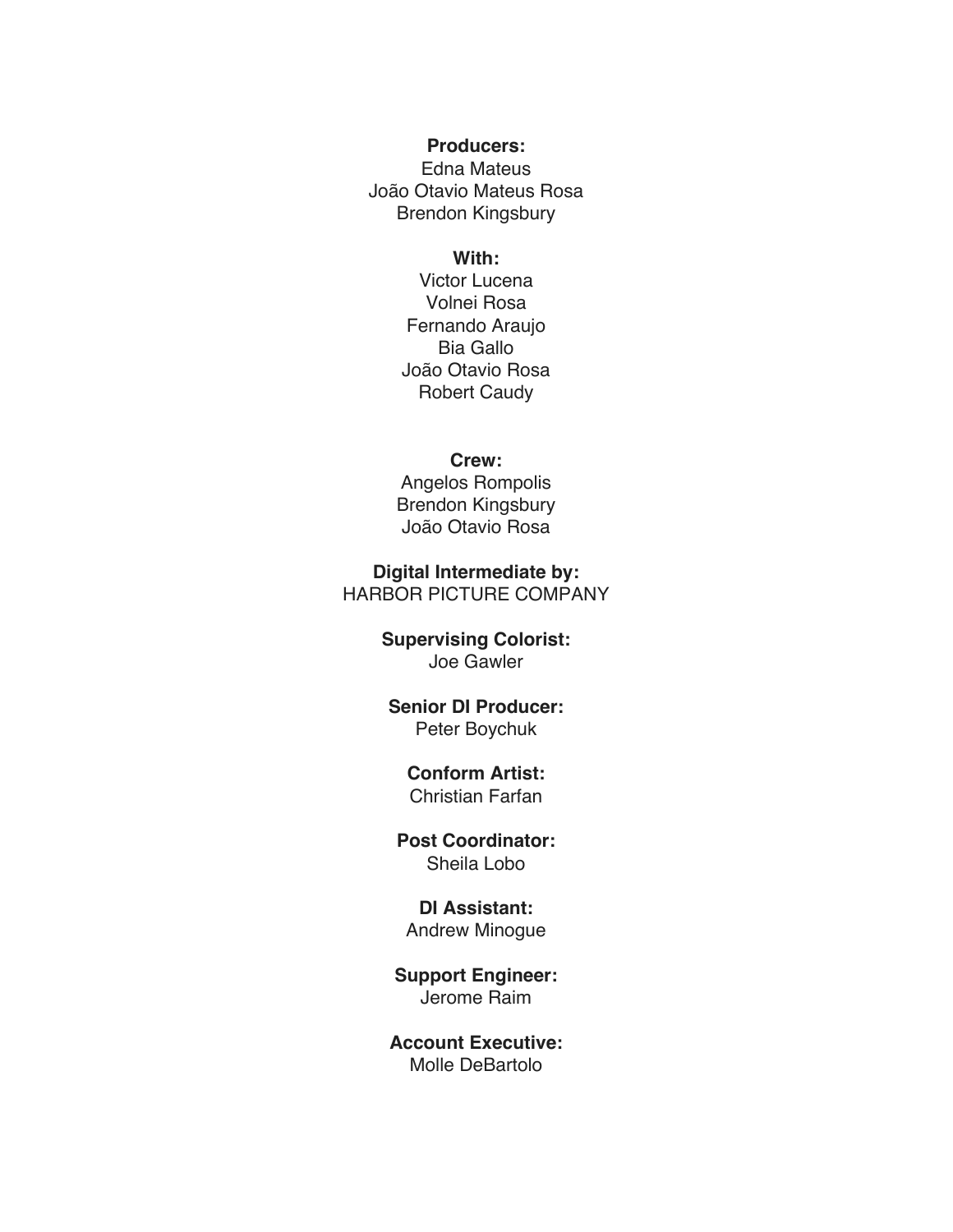**Producers:**
Edna Mateus
João Otavio Mateus Rosa
Brendon Kingsbury

**With:**
Victor Lucena
Volnei Rosa
Fernando Araujo
Bia Gallo
João Otavio Rosa
Robert Caudy

**Crew:**
Angelos Rompolis
Brendon Kingsbury
João Otavio Rosa

**Digital Intermediate by:**
HARBOR PICTURE COMPANY

**Supervising Colorist:**
Joe Gawler

**Senior DI Producer:**
Peter Boychuk

**Conform Artist:**
Christian Farfan

**Post Coordinator:**
Sheila Lobo

**DI Assistant:**
Andrew Minogue

**Support Engineer:**
Jerome Raim

**Account Executive:**
Molle DeBartolo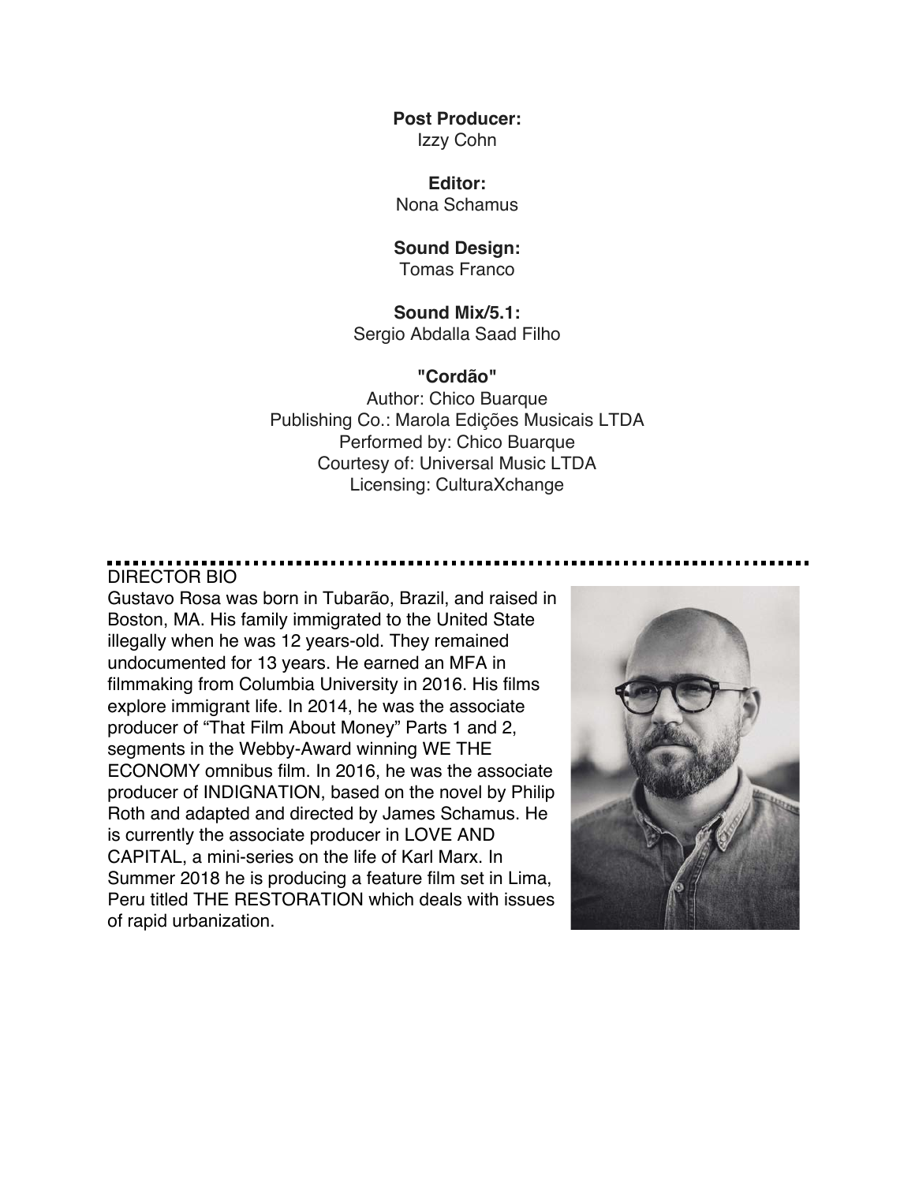**Post Producer:**
Izzy Cohn

**Editor:**
Nona Schamus

**Sound Design:**
Tomas Franco

**Sound Mix/5.1:**
Sergio Abdalla Saad Filho

**"Cordão"**
Author: Chico Buarque
Publishing Co.: Marola Edições Musicais LTDA
Performed by: Chico Buarque
Courtesy of: Universal Music LTDA
Licensing: CulturaXchange

---

DIRECTOR BIO

Gustavo Rosa was born in Tubarão, Brazil, and raised in Boston, MA. His family immigrated to the United State illegally when he was 12 years-old. They remained undocumented for 13 years. He earned an MFA in filmmaking from Columbia University in 2016. His films explore immigrant life. In 2014, he was the associate producer of "That Film About Money" Parts 1 and 2, segments in the Webby-Award winning WE THE ECONOMY omnibus film. In 2016, he was the associate producer of INDIGNATION, based on the novel by Philip Roth and adapted and directed by James Schamus. He is currently the associate producer in LOVE AND CAPITAL, a mini-series on the life of Karl Marx. In Summer 2018 he is producing a feature film set in Lima, Peru titled THE RESTORATION which deals with issues of rapid urbanization.